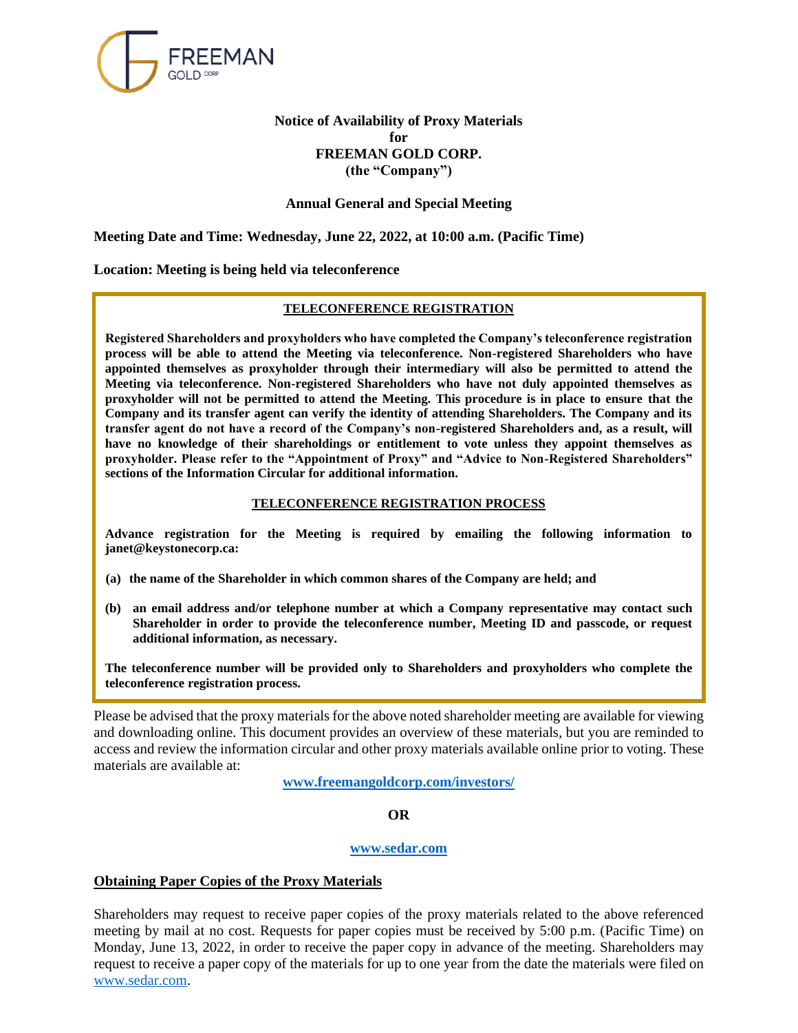**Notice of Availability of Proxy Materials**
**for**
**FREEMAN GOLD CORP.**
**(the "Company")**

**Annual General and Special Meeting**

**Meeting Date and Time: Wednesday, June 22, 2022, at 10:00 a.m. (Pacific Time)**

**Location: Meeting is being held via teleconference**

**TELECONFERENCE REGISTRATION**

**Registered Shareholders and proxyholders who have completed the Company's teleconference registration process will be able to attend the Meeting via teleconference. Non-registered Shareholders who have appointed themselves as proxyholder through their intermediary will also be permitted to attend the Meeting via teleconference. Non-registered Shareholders who have not duly appointed themselves as proxyholder will not be permitted to attend the Meeting. This procedure is in place to ensure that the Company and its transfer agent can verify the identity of attending Shareholders. The Company and its transfer agent do not have a record of the Company's non-registered Shareholders and, as a result, will have no knowledge of their shareholdings or entitlement to vote unless they appoint themselves as proxyholder. Please refer to the "Appointment of Proxy" and "Advice to Non-Registered Shareholders" sections of the Information Circular for additional information.**

**TELECONFERENCE REGISTRATION PROCESS**

**Advance registration for the Meeting is required by emailing the following information to janet@keystonecorp.ca:**

**(a) the name of the Shareholder in which common shares of the Company are held; and**

**(b) an email address and/or telephone number at which a Company representative may contact such Shareholder in order to provide the teleconference number, Meeting ID and passcode, or request additional information, as necessary.**

**The teleconference number will be provided only to Shareholders and proxyholders who complete the teleconference registration process.**

Please be advised that the proxy materials for the above noted shareholder meeting are available for viewing and downloading online. This document provides an overview of these materials, but you are reminded to access and review the information circular and other proxy materials available online prior to voting. These materials are available at:

**www.freemangoldcorp.com/investors/**

**OR**

**www.sedar.com**

## Obtaining Paper Copies of the Proxy Materials

Shareholders may request to receive paper copies of the proxy materials related to the above referenced meeting by mail at no cost. Requests for paper copies must be received by 5:00 p.m. (Pacific Time) on Monday, June 13, 2022, in order to receive the paper copy in advance of the meeting. Shareholders may request to receive a paper copy of the materials for up to one year from the date the materials were filed on www.sedar.com.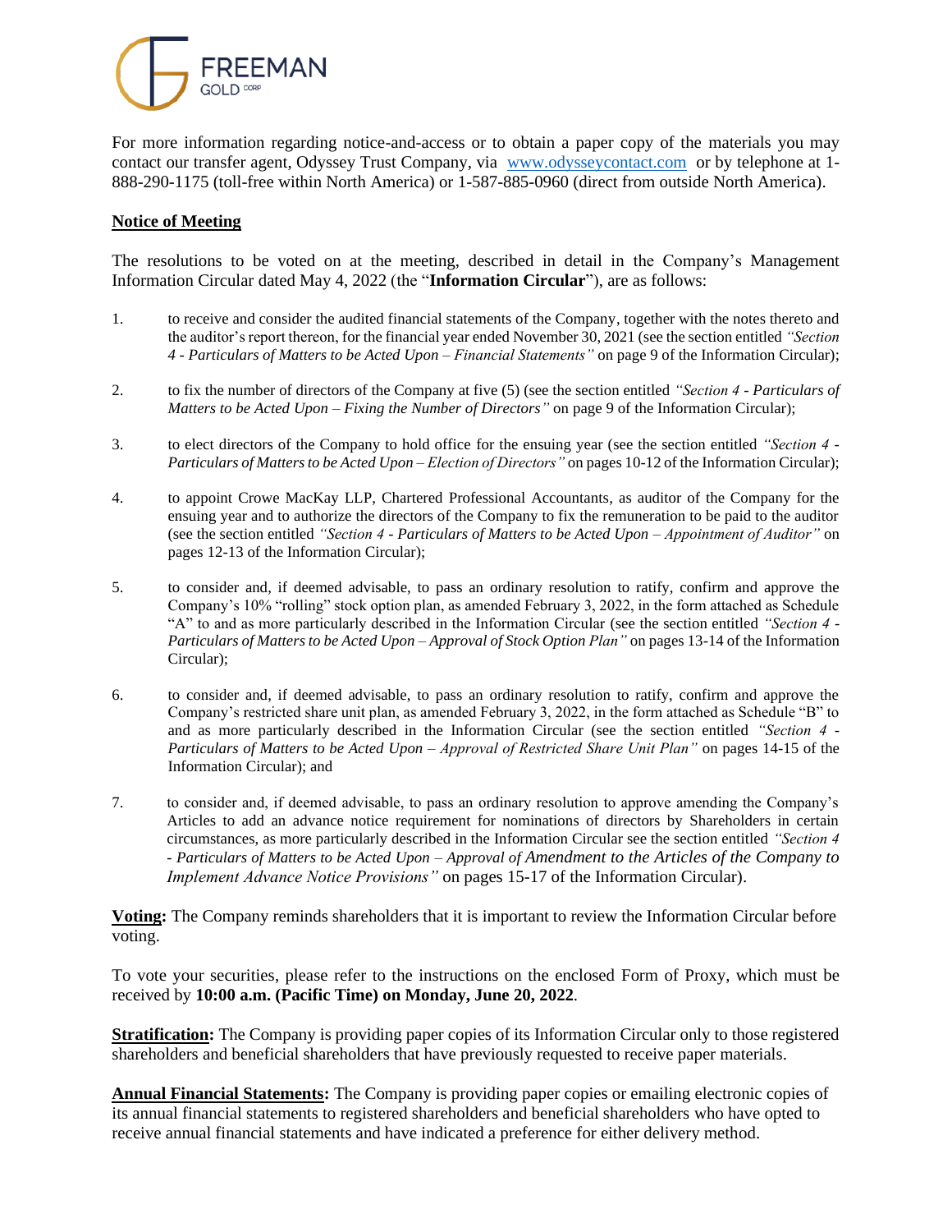FREEMAN GOLD CORP

For more information regarding notice-and-access or to obtain a paper copy of the materials you may contact our transfer agent, Odyssey Trust Company, via [www.odysseycontact.com](http://www.odysseycontact.com) or by telephone at 1-888-290-1175 (toll-free within North America) or 1-587-885-0960 (direct from outside North America).

**Notice of Meeting**

The resolutions to be voted on at the meeting, described in detail in the Company's Management Information Circular dated May 4, 2022 (the "**Information Circular**"), are as follows:

1. to receive and consider the audited financial statements of the Company, together with the notes thereto and the auditor's report thereon, for the financial year ended November 30, 2021 (see the section entitled *"Section 4 - Particulars of Matters to be Acted Upon – Financial Statements"* on page 9 of the Information Circular);

2. to fix the number of directors of the Company at five (5) (see the section entitled *"Section 4 - Particulars of Matters to be Acted Upon – Fixing the Number of Directors"* on page 9 of the Information Circular);

3. to elect directors of the Company to hold office for the ensuing year (see the section entitled *"Section 4 - Particulars of Matters to be Acted Upon – Election of Directors"* on pages 10-12 of the Information Circular);

4. to appoint Crowe MacKay LLP, Chartered Professional Accountants, as auditor of the Company for the ensuing year and to authorize the directors of the Company to fix the remuneration to be paid to the auditor (see the section entitled *"Section 4 - Particulars of Matters to be Acted Upon – Appointment of Auditor"* on pages 12-13 of the Information Circular);

5. to consider and, if deemed advisable, to pass an ordinary resolution to ratify, confirm and approve the Company's 10% "rolling" stock option plan, as amended February 3, 2022, in the form attached as Schedule "A" to and as more particularly described in the Information Circular (see the section entitled *"Section 4 - Particulars of Matters to be Acted Upon – Approval of Stock Option Plan"* on pages 13-14 of the Information Circular);

6. to consider and, if deemed advisable, to pass an ordinary resolution to ratify, confirm and approve the Company's restricted share unit plan, as amended February 3, 2022, in the form attached as Schedule "B" to and as more particularly described in the Information Circular (see the section entitled *"Section 4 - Particulars of Matters to be Acted Upon – Approval of Restricted Share Unit Plan"* on pages 14-15 of the Information Circular); and

7. to consider and, if deemed advisable, to pass an ordinary resolution to approve amending the Company's Articles to add an advance notice requirement for nominations of directors by Shareholders in certain circumstances, as more particularly described in the Information Circular see the section entitled *"Section 4 - Particulars of Matters to be Acted Upon – Approval of Amendment to the Articles of the Company to Implement Advance Notice Provisions"* on pages 15-17 of the Information Circular).

**Voting:** The Company reminds shareholders that it is important to review the Information Circular before voting.

To vote your securities, please refer to the instructions on the enclosed Form of Proxy, which must be received by **10:00 a.m. (Pacific Time) on Monday, June 20, 2022**.

**Stratification:** The Company is providing paper copies of its Information Circular only to those registered shareholders and beneficial shareholders that have previously requested to receive paper materials.

**Annual Financial Statements:** The Company is providing paper copies or emailing electronic copies of its annual financial statements to registered shareholders and beneficial shareholders who have opted to receive annual financial statements and have indicated a preference for either delivery method.